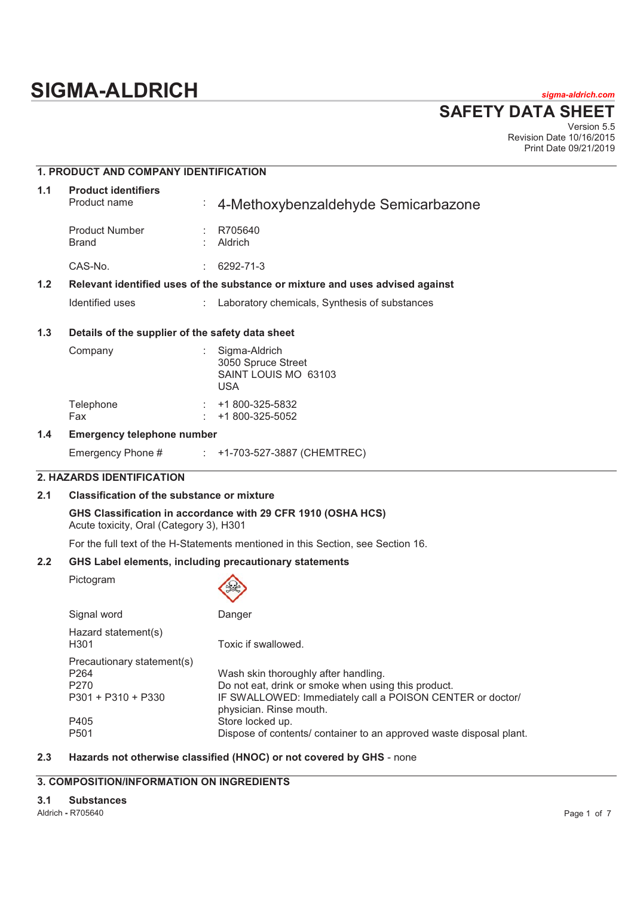# SIGMA-ALDRICH

*sigma-aldrich.com*

## SAFETY DATA SHEET

Version 5.5
Revision Date 10/16/2015
Print Date 09/21/2019

## 1. PRODUCT AND COMPANY IDENTIFICATION

### 1.1 Product identifiers

| | | |
|---|---|---|
| Product name | : | 4-Methoxybenzaldehyde Semicarbazone |
| Product Number | : | R705640 |
| Brand | : | Aldrich |
| CAS-No. | : | 6292-71-3 |

### 1.2 Relevant identified uses of the substance or mixture and uses advised against

| | | |
|---|---|---|
| Identified uses | : | Laboratory chemicals, Synthesis of substances |

### 1.3 Details of the supplier of the safety data sheet

| | | |
|---|---|---|
| Company | : | Sigma-Aldrich<br>3050 Spruce Street<br>SAINT LOUIS MO 63103<br>USA |
| Telephone | : | +1 800-325-5832 |
| Fax | : | +1 800-325-5052 |

### 1.4 Emergency telephone number

| | | |
|---|---|---|
| Emergency Phone # | : | +1-703-527-3887 (CHEMTREC) |

## 2. HAZARDS IDENTIFICATION

### 2.1 Classification of the substance or mixture

**GHS Classification in accordance with 29 CFR 1910 (OSHA HCS)**
Acute toxicity, Oral (Category 3), H301

For the full text of the H-Statements mentioned in this Section, see Section 16.

### 2.2 GHS Label elements, including precautionary statements

Pictogram

Signal word: Danger

| Hazard statement(s) | |
|---|---|
| H301 | Toxic if swallowed. |

| Precautionary statement(s) | |
|---|---|
| P264 | Wash skin thoroughly after handling. |
| P270 | Do not eat, drink or smoke when using this product. |
| P301 + P310 + P330 | IF SWALLOWED: Immediately call a POISON CENTER or doctor/ physician. Rinse mouth. |
| P405 | Store locked up. |
| P501 | Dispose of contents/ container to an approved waste disposal plant. |

### 2.3 Hazards not otherwise classified (HNOC) or not covered by GHS - none

## 3. COMPOSITION/INFORMATION ON INGREDIENTS

### 3.1 Substances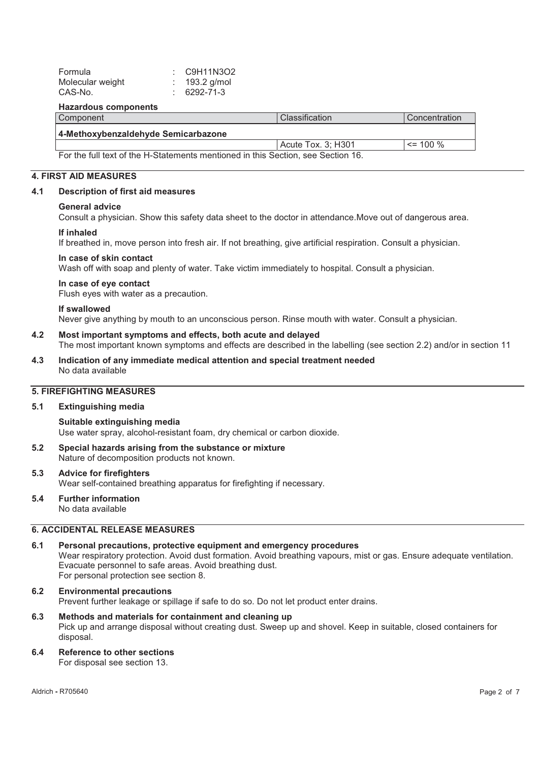Formula : $C_9H_{11}N_3O_2$
Molecular weight : 193.2 g/mol
CAS-No. : 6292-71-3

**Hazardous components**

| Component | Classification | Concentration |
|---|---|---|
| **4-Methoxybenzaldehyde Semicarbazone** | | |
| | Acute Tox. 3; H301 | <= 100 % |

For the full text of the H-Statements mentioned in this Section, see Section 16.

## 4. FIRST AID MEASURES

### 4.1 Description of first aid measures

**General advice**
Consult a physician. Show this safety data sheet to the doctor in attendance.Move out of dangerous area.

**If inhaled**
If breathed in, move person into fresh air. If not breathing, give artificial respiration. Consult a physician.

**In case of skin contact**
Wash off with soap and plenty of water. Take victim immediately to hospital. Consult a physician.

**In case of eye contact**
Flush eyes with water as a precaution.

**If swallowed**
Never give anything by mouth to an unconscious person. Rinse mouth with water. Consult a physician.

### 4.2 Most important symptoms and effects, both acute and delayed
The most important known symptoms and effects are described in the labelling (see section 2.2) and/or in section 11

### 4.3 Indication of any immediate medical attention and special treatment needed
No data available

## 5. FIREFIGHTING MEASURES

### 5.1 Extinguishing media

**Suitable extinguishing media**
Use water spray, alcohol-resistant foam, dry chemical or carbon dioxide.

### 5.2 Special hazards arising from the substance or mixture
Nature of decomposition products not known.

### 5.3 Advice for firefighters
Wear self-contained breathing apparatus for firefighting if necessary.

### 5.4 Further information
No data available

## 6. ACCIDENTAL RELEASE MEASURES

### 6.1 Personal precautions, protective equipment and emergency procedures
Wear respiratory protection. Avoid dust formation. Avoid breathing vapours, mist or gas. Ensure adequate ventilation. Evacuate personnel to safe areas. Avoid breathing dust.
For personal protection see section 8.

### 6.2 Environmental precautions
Prevent further leakage or spillage if safe to do so. Do not let product enter drains.

### 6.3 Methods and materials for containment and cleaning up
Pick up and arrange disposal without creating dust. Sweep up and shovel. Keep in suitable, closed containers for disposal.

### 6.4 Reference to other sections
For disposal see section 13.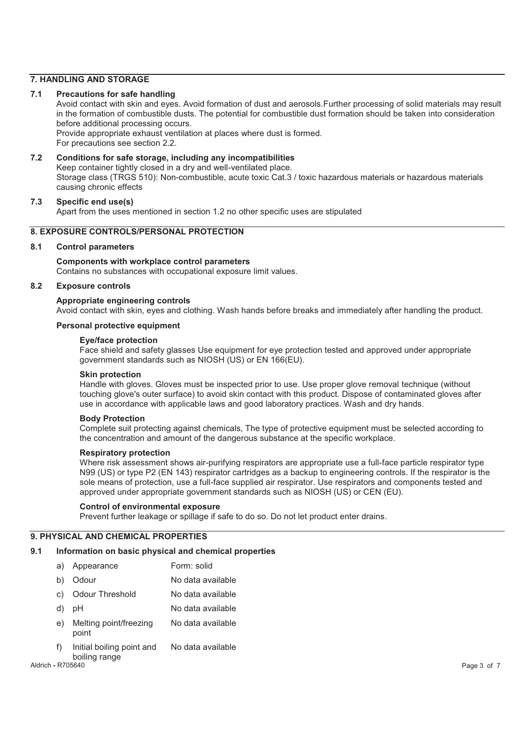## 7. HANDLING AND STORAGE

### 7.1 Precautions for safe handling

Avoid contact with skin and eyes. Avoid formation of dust and aerosols.Further processing of solid materials may result in the formation of combustible dusts. The potential for combustible dust formation should be taken into consideration before additional processing occurs.
Provide appropriate exhaust ventilation at places where dust is formed.
For precautions see section 2.2.

### 7.2 Conditions for safe storage, including any incompatibilities

Keep container tightly closed in a dry and well-ventilated place.
Storage class (TRGS 510): Non-combustible, acute toxic Cat.3 / toxic hazardous materials or hazardous materials causing chronic effects

### 7.3 Specific end use(s)

Apart from the uses mentioned in section 1.2 no other specific uses are stipulated

## 8. EXPOSURE CONTROLS/PERSONAL PROTECTION

### 8.1 Control parameters

**Components with workplace control parameters**
Contains no substances with occupational exposure limit values.

### 8.2 Exposure controls

**Appropriate engineering controls**
Avoid contact with skin, eyes and clothing. Wash hands before breaks and immediately after handling the product.

**Personal protective equipment**

**Eye/face protection**
Face shield and safety glasses Use equipment for eye protection tested and approved under appropriate government standards such as NIOSH (US) or EN 166(EU).

**Skin protection**
Handle with gloves. Gloves must be inspected prior to use. Use proper glove removal technique (without touching glove's outer surface) to avoid skin contact with this product. Dispose of contaminated gloves after use in accordance with applicable laws and good laboratory practices. Wash and dry hands.

**Body Protection**
Complete suit protecting against chemicals, The type of protective equipment must be selected according to the concentration and amount of the dangerous substance at the specific workplace.

**Respiratory protection**
Where risk assessment shows air-purifying respirators are appropriate use a full-face particle respirator type N99 (US) or type P2 (EN 143) respirator cartridges as a backup to engineering controls. If the respirator is the sole means of protection, use a full-face supplied air respirator. Use respirators and components tested and approved under appropriate government standards such as NIOSH (US) or CEN (EU).

**Control of environmental exposure**
Prevent further leakage or spillage if safe to do so. Do not let product enter drains.

## 9. PHYSICAL AND CHEMICAL PROPERTIES

### 9.1 Information on basic physical and chemical properties

| | Property | Value |
|---|---|---|
| a) | Appearance | Form: solid |
| b) | Odour | No data available |
| c) | Odour Threshold | No data available |
| d) | pH | No data available |
| e) | Melting point/freezing point | No data available |
| f) | Initial boiling point and boiling range | No data available |

Aldrich - R705640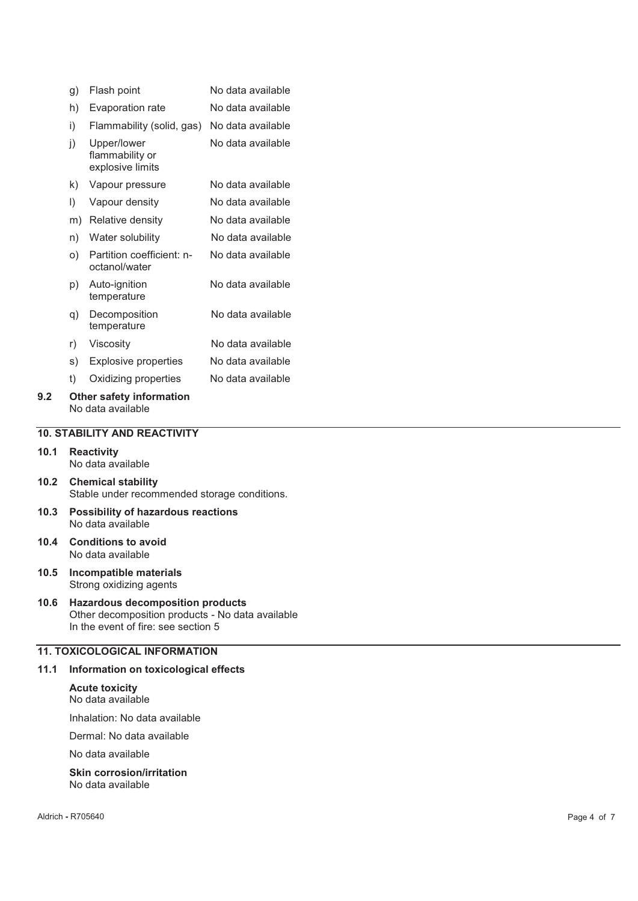| | | |
|---|---|---|
| g) | Flash point | No data available |
| h) | Evaporation rate | No data available |
| i) | Flammability (solid, gas) | No data available |
| j) | Upper/lower flammability or explosive limits | No data available |
| k) | Vapour pressure | No data available |
| l) | Vapour density | No data available |
| m) | Relative density | No data available |
| n) | Water solubility | No data available |
| o) | Partition coefficient: n-octanol/water | No data available |
| p) | Auto-ignition temperature | No data available |
| q) | Decomposition temperature | No data available |
| r) | Viscosity | No data available |
| s) | Explosive properties | No data available |
| t) | Oxidizing properties | No data available |

**9.2 Other safety information**
No data available

## 10. STABILITY AND REACTIVITY

**10.1 Reactivity**
No data available

**10.2 Chemical stability**
Stable under recommended storage conditions.

**10.3 Possibility of hazardous reactions**
No data available

**10.4 Conditions to avoid**
No data available

**10.5 Incompatible materials**
Strong oxidizing agents

**10.6 Hazardous decomposition products**
Other decomposition products - No data available
In the event of fire: see section 5

## 11. TOXICOLOGICAL INFORMATION

**11.1 Information on toxicological effects**

**Acute toxicity**
No data available

Inhalation: No data available

Dermal: No data available

No data available

**Skin corrosion/irritation**
No data available

Aldrich - R705640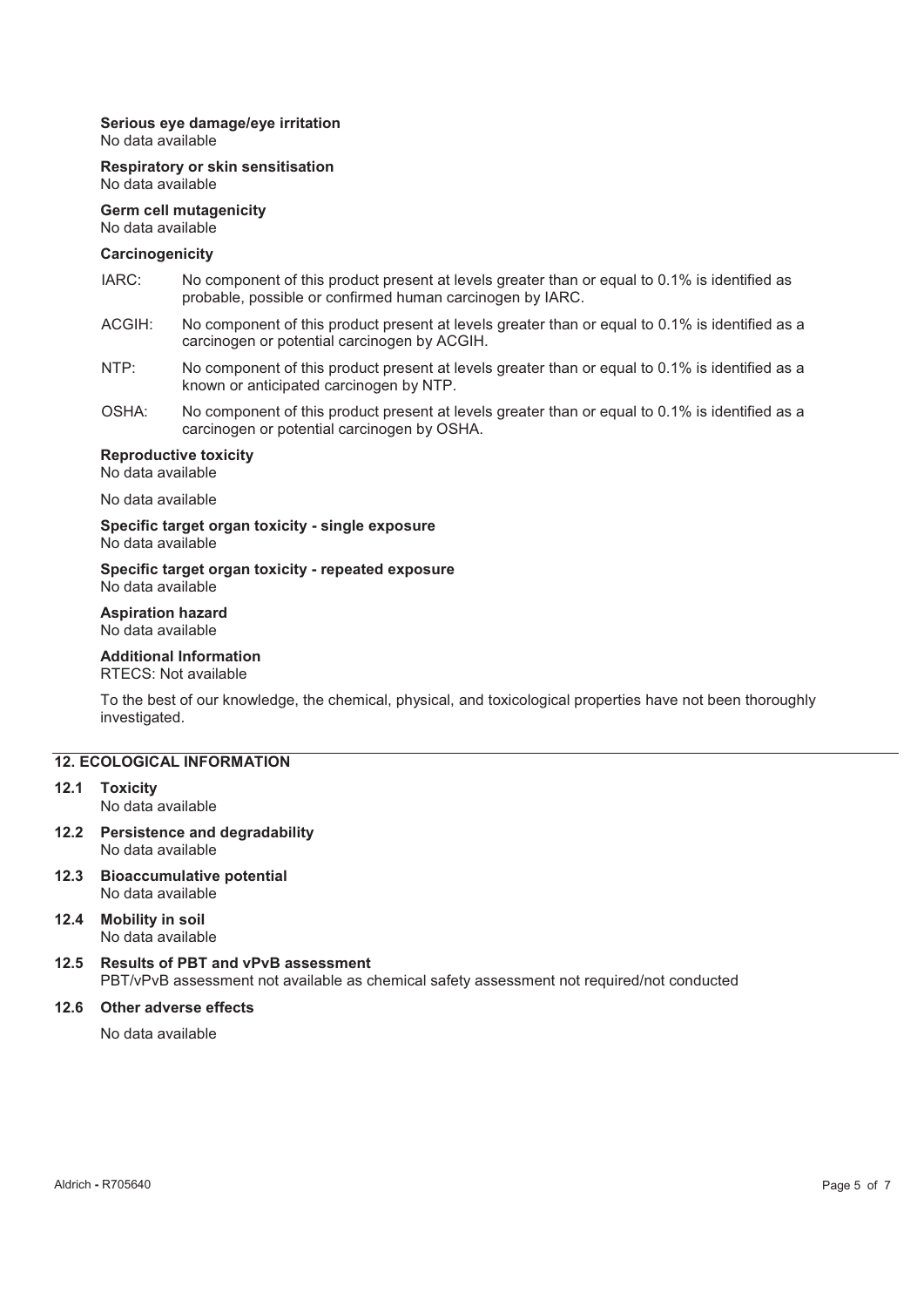**Serious eye damage/eye irritation**
No data available

**Respiratory or skin sensitisation**
No data available

**Germ cell mutagenicity**
No data available

**Carcinogenicity**

IARC: No component of this product present at levels greater than or equal to 0.1% is identified as probable, possible or confirmed human carcinogen by IARC.

ACGIH: No component of this product present at levels greater than or equal to 0.1% is identified as a carcinogen or potential carcinogen by ACGIH.

NTP: No component of this product present at levels greater than or equal to 0.1% is identified as a known or anticipated carcinogen by NTP.

OSHA: No component of this product present at levels greater than or equal to 0.1% is identified as a carcinogen or potential carcinogen by OSHA.

**Reproductive toxicity**
No data available

No data available

**Specific target organ toxicity - single exposure**
No data available

**Specific target organ toxicity - repeated exposure**
No data available

**Aspiration hazard**
No data available

**Additional Information**
RTECS: Not available

To the best of our knowledge, the chemical, physical, and toxicological properties have not been thoroughly investigated.

## 12. ECOLOGICAL INFORMATION

**12.1 Toxicity**
No data available

**12.2 Persistence and degradability**
No data available

**12.3 Bioaccumulative potential**
No data available

**12.4 Mobility in soil**
No data available

**12.5 Results of PBT and vPvB assessment**
PBT/vPvB assessment not available as chemical safety assessment not required/not conducted

**12.6 Other adverse effects**

No data available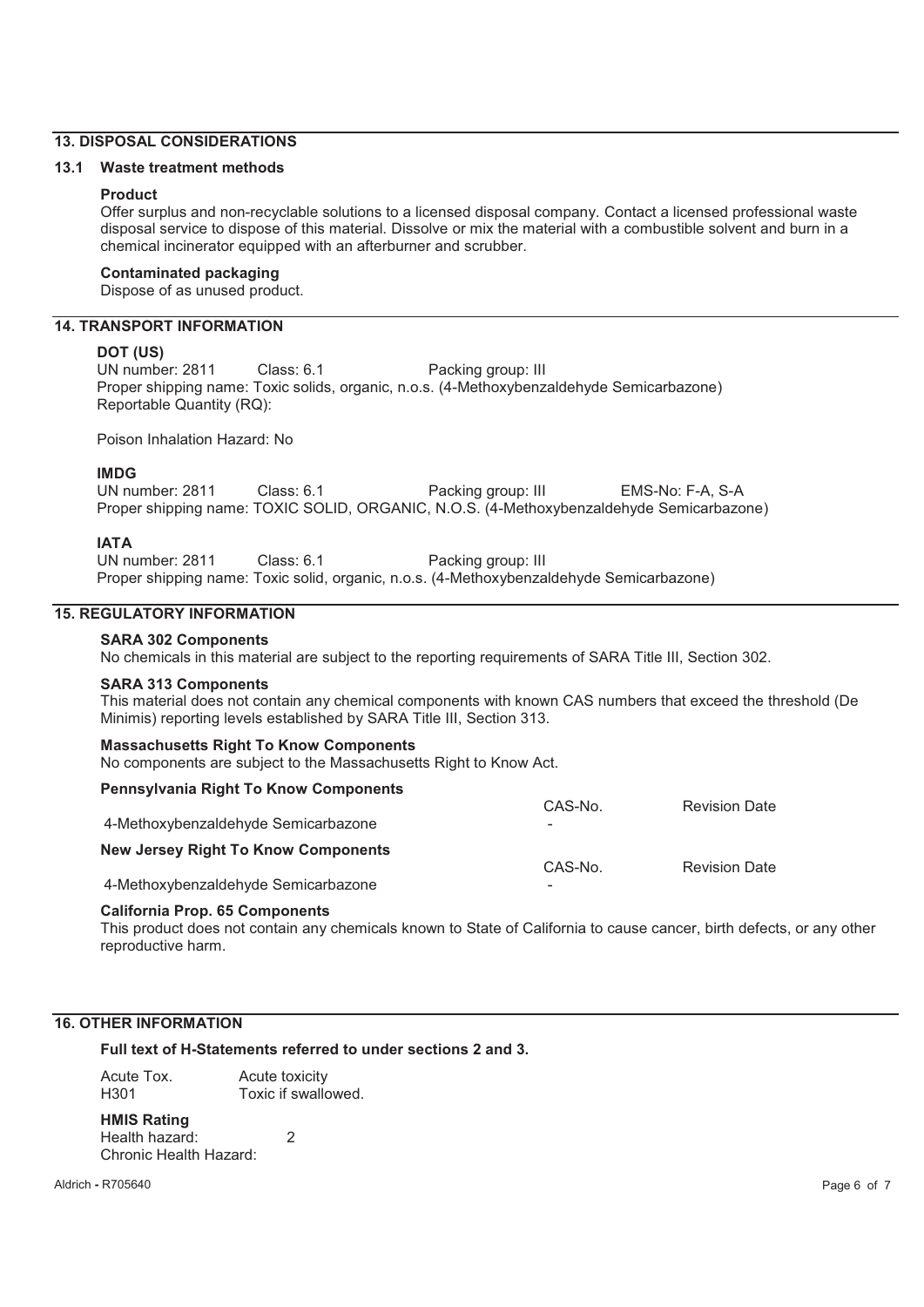## 13. DISPOSAL CONSIDERATIONS

### 13.1 Waste treatment methods

**Product**

Offer surplus and non-recyclable solutions to a licensed disposal company. Contact a licensed professional waste disposal service to dispose of this material. Dissolve or mix the material with a combustible solvent and burn in a chemical incinerator equipped with an afterburner and scrubber.

**Contaminated packaging**

Dispose of as unused product.

## 14. TRANSPORT INFORMATION

**DOT (US)**

UN number: 2811 Class: 6.1 Packing group: III

Proper shipping name: Toxic solids, organic, n.o.s. (4-Methoxybenzaldehyde Semicarbazone)

Reportable Quantity (RQ):

Poison Inhalation Hazard: No

**IMDG**

UN number: 2811 Class: 6.1 Packing group: III EMS-No: F-A, S-A

Proper shipping name: TOXIC SOLID, ORGANIC, N.O.S. (4-Methoxybenzaldehyde Semicarbazone)

**IATA**

UN number: 2811 Class: 6.1 Packing group: III

Proper shipping name: Toxic solid, organic, n.o.s. (4-Methoxybenzaldehyde Semicarbazone)

## 15. REGULATORY INFORMATION

**SARA 302 Components**

No chemicals in this material are subject to the reporting requirements of SARA Title III, Section 302.

**SARA 313 Components**

This material does not contain any chemical components with known CAS numbers that exceed the threshold (De Minimis) reporting levels established by SARA Title III, Section 313.

**Massachusetts Right To Know Components**

No components are subject to the Massachusetts Right to Know Act.

**Pennsylvania Right To Know Components**

| | CAS-No. | Revision Date |
|---|---|---|
| 4-Methoxybenzaldehyde Semicarbazone | - | |

**New Jersey Right To Know Components**

| | CAS-No. | Revision Date |
|---|---|---|
| 4-Methoxybenzaldehyde Semicarbazone | - | |

**California Prop. 65 Components**

This product does not contain any chemicals known to State of California to cause cancer, birth defects, or any other reproductive harm.

## 16. OTHER INFORMATION

**Full text of H-Statements referred to under sections 2 and 3.**

| | |
|---|---|
| Acute Tox. | Acute toxicity |
| H301 | Toxic if swallowed. |

**HMIS Rating**

Health hazard: 2

Chronic Health Hazard:

Aldrich - R705640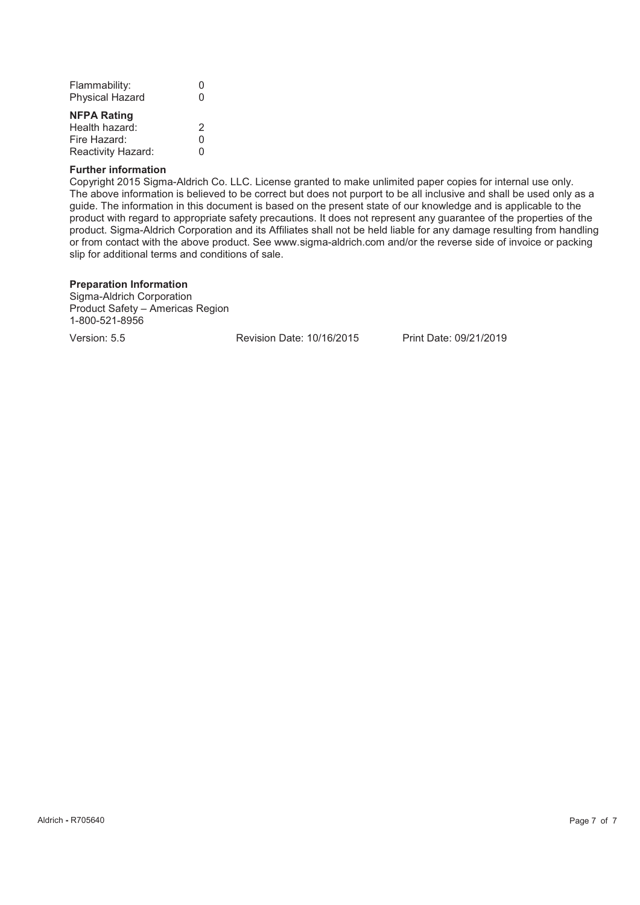| | |
|---|---|
| Flammability: | 0 |
| Physical Hazard | 0 |

**NFPA Rating**

| | |
|---|---|
| Health hazard: | 2 |
| Fire Hazard: | 0 |
| Reactivity Hazard: | 0 |

**Further information**

Copyright 2015 Sigma-Aldrich Co. LLC. License granted to make unlimited paper copies for internal use only. The above information is believed to be correct but does not purport to be all inclusive and shall be used only as a guide. The information in this document is based on the present state of our knowledge and is applicable to the product with regard to appropriate safety precautions. It does not represent any guarantee of the properties of the product. Sigma-Aldrich Corporation and its Affiliates shall not be held liable for any damage resulting from handling or from contact with the above product. See www.sigma-aldrich.com and/or the reverse side of invoice or packing slip for additional terms and conditions of sale.

**Preparation Information**

Sigma-Aldrich Corporation
Product Safety – Americas Region
1-800-521-8956

Version: 5.5 Revision Date: 10/16/2015 Print Date: 09/21/2019